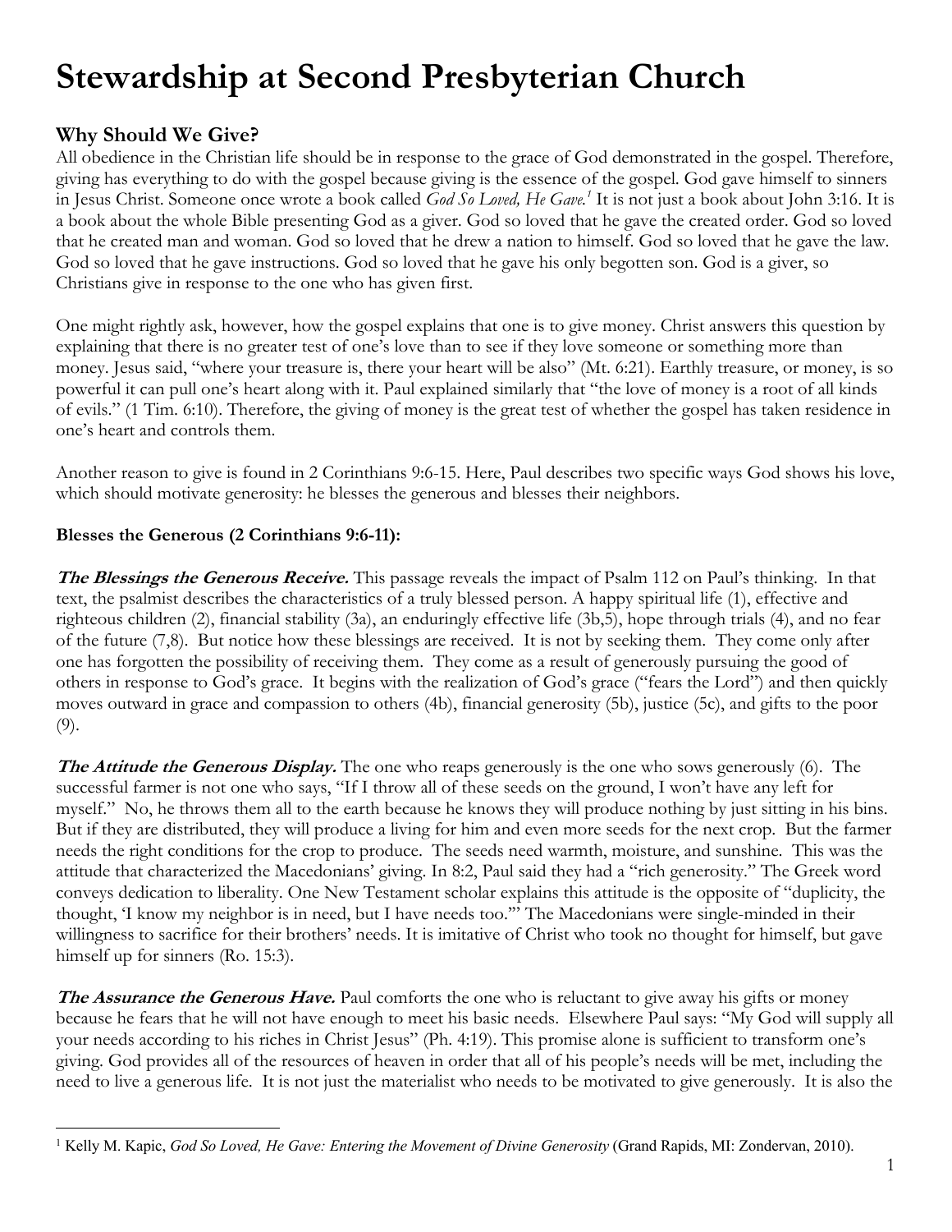# Stewardship at Second Presbyterian Church

## Why Should We Give?

All obedience in the Christian life should be in response to the grace of God demonstrated in the gospel. Therefore, giving has everything to do with the gospel because giving is the essence of the gospel. God gave himself to sinners in Jesus Christ. Someone once wrote a book called *God So Loved, He Gave.*[1] It is not just a book about John 3:16. It is a book about the whole Bible presenting God as a giver. God so loved that he gave the created order. God so loved that he created man and woman. God so loved that he drew a nation to himself. God so loved that he gave the law. God so loved that he gave instructions. God so loved that he gave his only begotten son. God is a giver, so Christians give in response to the one who has given first.

One might rightly ask, however, how the gospel explains that one is to give money. Christ answers this question by explaining that there is no greater test of one's love than to see if they love someone or something more than money. Jesus said, "where your treasure is, there your heart will be also" (Mt. 6:21). Earthly treasure, or money, is so powerful it can pull one's heart along with it. Paul explained similarly that "the love of money is a root of all kinds of evils." (1 Tim. 6:10). Therefore, the giving of money is the great test of whether the gospel has taken residence in one's heart and controls them.

Another reason to give is found in 2 Corinthians 9:6-15. Here, Paul describes two specific ways God shows his love, which should motivate generosity: he blesses the generous and blesses their neighbors.

**Blesses the Generous (2 Corinthians 9:6-11):**

***The Blessings the Generous Receive.*** This passage reveals the impact of Psalm 112 on Paul's thinking. In that text, the psalmist describes the characteristics of a truly blessed person. A happy spiritual life (1), effective and righteous children (2), financial stability (3a), an enduringly effective life (3b,5), hope through trials (4), and no fear of the future (7,8). But notice how these blessings are received. It is not by seeking them. They come only after one has forgotten the possibility of receiving them. They come as a result of generously pursuing the good of others in response to God's grace. It begins with the realization of God's grace ("fears the Lord") and then quickly moves outward in grace and compassion to others (4b), financial generosity (5b), justice (5c), and gifts to the poor (9).

***The Attitude the Generous Display.*** The one who reaps generously is the one who sows generously (6). The successful farmer is not one who says, "If I throw all of these seeds on the ground, I won't have any left for myself." No, he throws them all to the earth because he knows they will produce nothing by just sitting in his bins. But if they are distributed, they will produce a living for him and even more seeds for the next crop. But the farmer needs the right conditions for the crop to produce. The seeds need warmth, moisture, and sunshine. This was the attitude that characterized the Macedonians' giving. In 8:2, Paul said they had a "rich generosity." The Greek word conveys dedication to liberality. One New Testament scholar explains this attitude is the opposite of "duplicity, the thought, 'I know my neighbor is in need, but I have needs too.'" The Macedonians were single-minded in their willingness to sacrifice for their brothers' needs. It is imitative of Christ who took no thought for himself, but gave himself up for sinners (Ro. 15:3).

***The Assurance the Generous Have.*** Paul comforts the one who is reluctant to give away his gifts or money because he fears that he will not have enough to meet his basic needs. Elsewhere Paul says: "My God will supply all your needs according to his riches in Christ Jesus" (Ph. 4:19). This promise alone is sufficient to transform one's giving. God provides all of the resources of heaven in order that all of his people's needs will be met, including the need to live a generous life. It is not just the materialist who needs to be motivated to give generously. It is also the

---

[1] Kelly M. Kapic, *God So Loved, He Gave: Entering the Movement of Divine Generosity* (Grand Rapids, MI: Zondervan, 2010).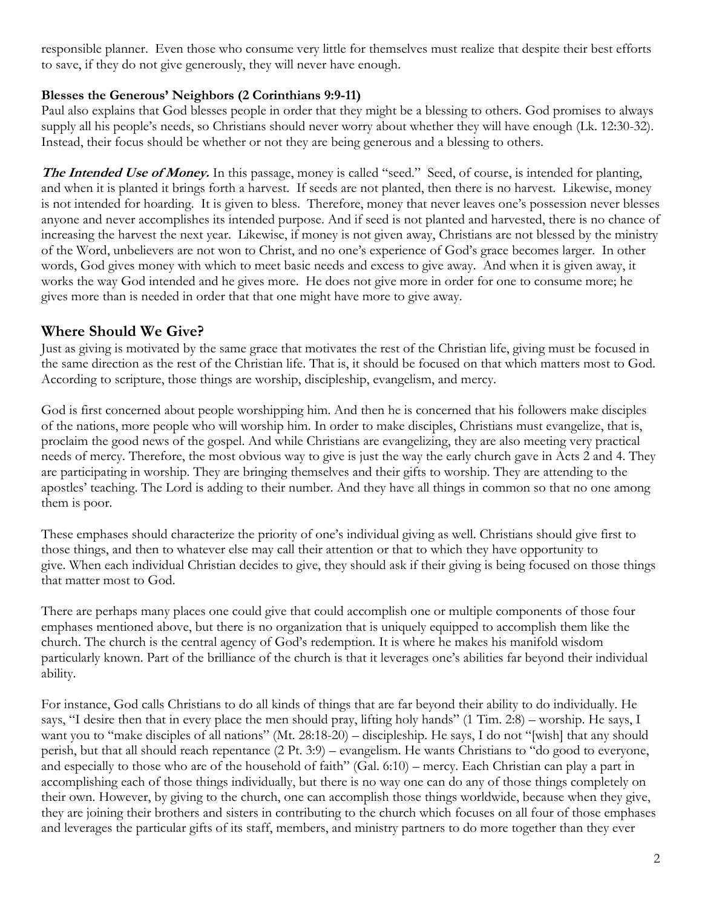responsible planner. Even those who consume very little for themselves must realize that despite their best efforts to save, if they do not give generously, they will never have enough.

**Blesses the Generous' Neighbors (2 Corinthians 9:9-11)**

Paul also explains that God blesses people in order that they might be a blessing to others. God promises to always supply all his people's needs, so Christians should never worry about whether they will have enough (Lk. 12:30-32). Instead, their focus should be whether or not they are being generous and a blessing to others.

***The Intended Use of Money.*** In this passage, money is called "seed." Seed, of course, is intended for planting, and when it is planted it brings forth a harvest. If seeds are not planted, then there is no harvest. Likewise, money is not intended for hoarding. It is given to bless. Therefore, money that never leaves one's possession never blesses anyone and never accomplishes its intended purpose. And if seed is not planted and harvested, there is no chance of increasing the harvest the next year. Likewise, if money is not given away, Christians are not blessed by the ministry of the Word, unbelievers are not won to Christ, and no one's experience of God's grace becomes larger. In other words, God gives money with which to meet basic needs and excess to give away. And when it is given away, it works the way God intended and he gives more. He does not give more in order for one to consume more; he gives more than is needed in order that that one might have more to give away.

## Where Should We Give?

Just as giving is motivated by the same grace that motivates the rest of the Christian life, giving must be focused in the same direction as the rest of the Christian life. That is, it should be focused on that which matters most to God. According to scripture, those things are worship, discipleship, evangelism, and mercy.

God is first concerned about people worshipping him. And then he is concerned that his followers make disciples of the nations, more people who will worship him. In order to make disciples, Christians must evangelize, that is, proclaim the good news of the gospel. And while Christians are evangelizing, they are also meeting very practical needs of mercy. Therefore, the most obvious way to give is just the way the early church gave in Acts 2 and 4. They are participating in worship. They are bringing themselves and their gifts to worship. They are attending to the apostles' teaching. The Lord is adding to their number. And they have all things in common so that no one among them is poor.

These emphases should characterize the priority of one's individual giving as well. Christians should give first to those things, and then to whatever else may call their attention or that to which they have opportunity to give. When each individual Christian decides to give, they should ask if their giving is being focused on those things that matter most to God.

There are perhaps many places one could give that could accomplish one or multiple components of those four emphases mentioned above, but there is no organization that is uniquely equipped to accomplish them like the church. The church is the central agency of God's redemption. It is where he makes his manifold wisdom particularly known. Part of the brilliance of the church is that it leverages one's abilities far beyond their individual ability.

For instance, God calls Christians to do all kinds of things that are far beyond their ability to do individually. He says, "I desire then that in every place the men should pray, lifting holy hands" (1 Tim. 2:8) – worship. He says, I want you to "make disciples of all nations" (Mt. 28:18-20) – discipleship. He says, I do not "[wish] that any should perish, but that all should reach repentance (2 Pt. 3:9) – evangelism. He wants Christians to "do good to everyone, and especially to those who are of the household of faith" (Gal. 6:10) – mercy. Each Christian can play a part in accomplishing each of those things individually, but there is no way one can do any of those things completely on their own. However, by giving to the church, one can accomplish those things worldwide, because when they give, they are joining their brothers and sisters in contributing to the church which focuses on all four of those emphases and leverages the particular gifts of its staff, members, and ministry partners to do more together than they ever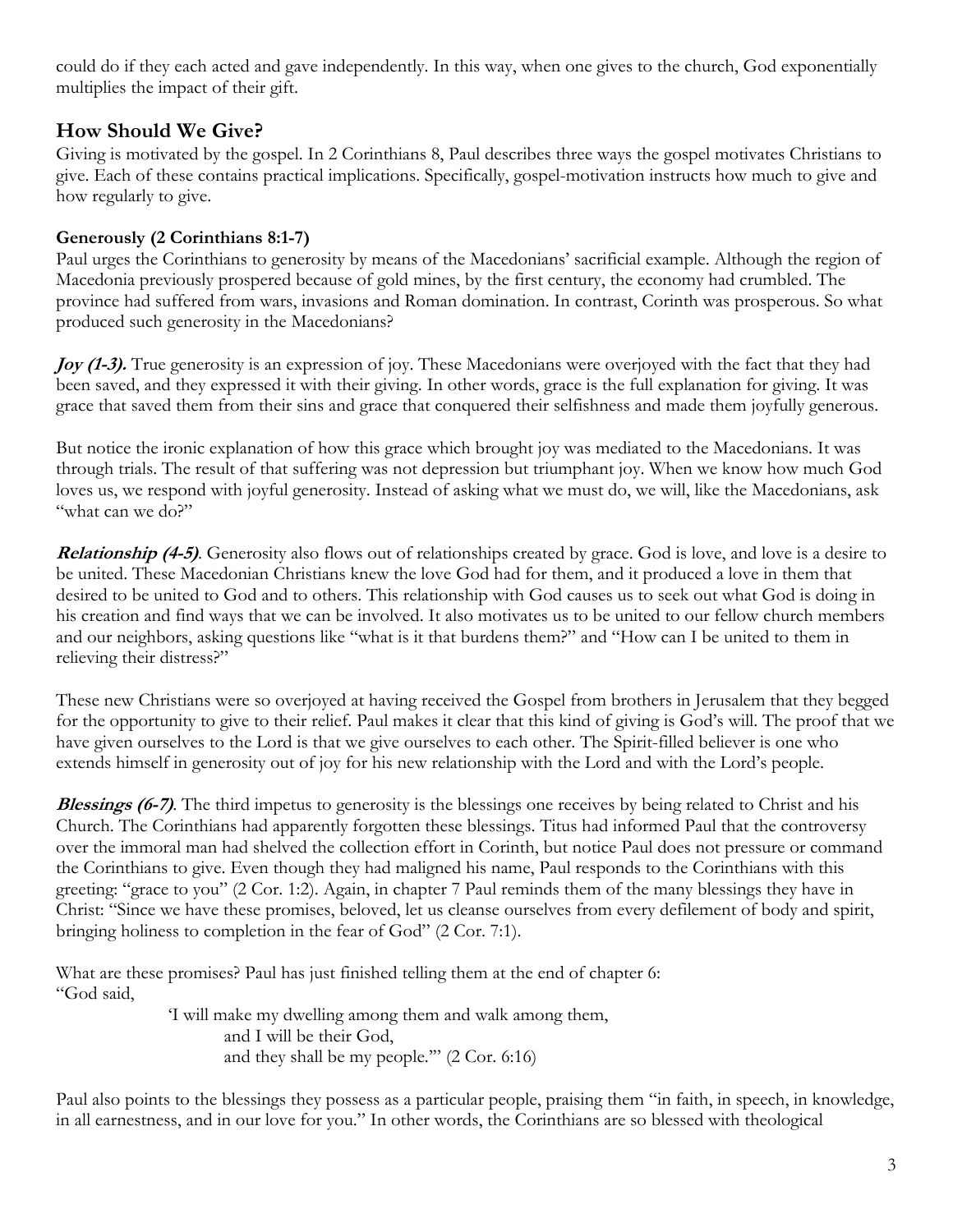could do if they each acted and gave independently. In this way, when one gives to the church, God exponentially multiplies the impact of their gift.

## How Should We Give?

Giving is motivated by the gospel. In 2 Corinthians 8, Paul describes three ways the gospel motivates Christians to give. Each of these contains practical implications. Specifically, gospel-motivation instructs how much to give and how regularly to give.

### Generously (2 Corinthians 8:1-7)

Paul urges the Corinthians to generosity by means of the Macedonians' sacrificial example. Although the region of Macedonia previously prospered because of gold mines, by the first century, the economy had crumbled. The province had suffered from wars, invasions and Roman domination. In contrast, Corinth was prosperous. So what produced such generosity in the Macedonians?

***Joy (1-3).*** True generosity is an expression of joy. These Macedonians were overjoyed with the fact that they had been saved, and they expressed it with their giving. In other words, grace is the full explanation for giving. It was grace that saved them from their sins and grace that conquered their selfishness and made them joyfully generous.

But notice the ironic explanation of how this grace which brought joy was mediated to the Macedonians. It was through trials. The result of that suffering was not depression but triumphant joy. When we know how much God loves us, we respond with joyful generosity. Instead of asking what we must do, we will, like the Macedonians, ask "what can we do?"

***Relationship (4-5)***. Generosity also flows out of relationships created by grace. God is love, and love is a desire to be united. These Macedonian Christians knew the love God had for them, and it produced a love in them that desired to be united to God and to others. This relationship with God causes us to seek out what God is doing in his creation and find ways that we can be involved. It also motivates us to be united to our fellow church members and our neighbors, asking questions like "what is it that burdens them?" and "How can I be united to them in relieving their distress?"

These new Christians were so overjoyed at having received the Gospel from brothers in Jerusalem that they begged for the opportunity to give to their relief. Paul makes it clear that this kind of giving is God's will. The proof that we have given ourselves to the Lord is that we give ourselves to each other. The Spirit-filled believer is one who extends himself in generosity out of joy for his new relationship with the Lord and with the Lord's people.

***Blessings (6-7)***. The third impetus to generosity is the blessings one receives by being related to Christ and his Church. The Corinthians had apparently forgotten these blessings. Titus had informed Paul that the controversy over the immoral man had shelved the collection effort in Corinth, but notice Paul does not pressure or command the Corinthians to give. Even though they had maligned his name, Paul responds to the Corinthians with this greeting: "grace to you" (2 Cor. 1:2). Again, in chapter 7 Paul reminds them of the many blessings they have in Christ: "Since we have these promises, beloved, let us cleanse ourselves from every defilement of body and spirit, bringing holiness to completion in the fear of God" (2 Cor. 7:1).

What are these promises? Paul has just finished telling them at the end of chapter 6:
"God said,

> 'I will make my dwelling among them and walk among them,
> and I will be their God,
> and they shall be my people.'" (2 Cor. 6:16)

Paul also points to the blessings they possess as a particular people, praising them "in faith, in speech, in knowledge, in all earnestness, and in our love for you." In other words, the Corinthians are so blessed with theological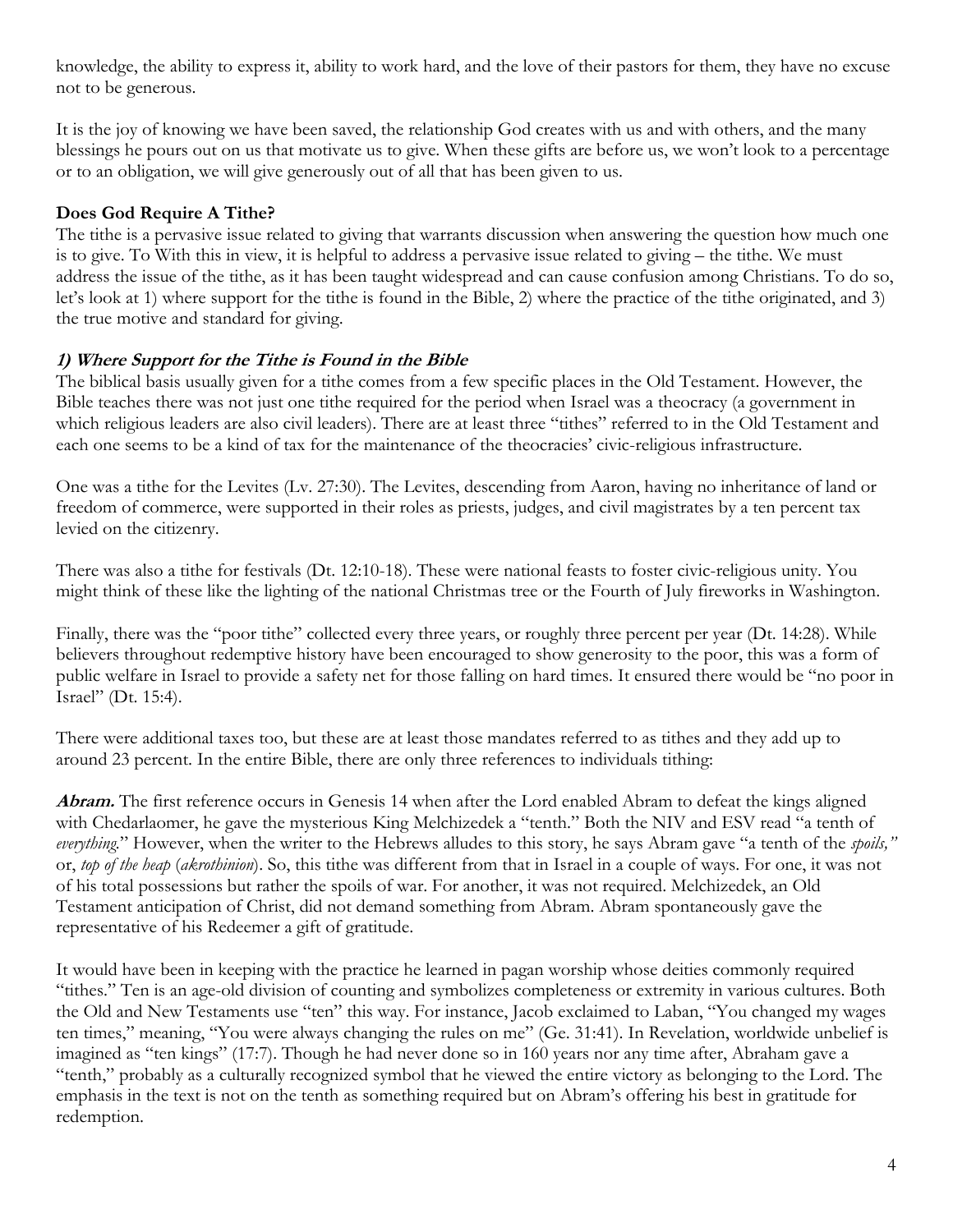knowledge, the ability to express it, ability to work hard, and the love of their pastors for them, they have no excuse not to be generous.

It is the joy of knowing we have been saved, the relationship God creates with us and with others, and the many blessings he pours out on us that motivate us to give. When these gifts are before us, we won't look to a percentage or to an obligation, we will give generously out of all that has been given to us.

**Does God Require A Tithe?**

The tithe is a pervasive issue related to giving that warrants discussion when answering the question how much one is to give. To With this in view, it is helpful to address a pervasive issue related to giving – the tithe. We must address the issue of the tithe, as it has been taught widespread and can cause confusion among Christians. To do so, let's look at 1) where support for the tithe is found in the Bible, 2) where the practice of the tithe originated, and 3) the true motive and standard for giving.

***1) Where Support for the Tithe is Found in the Bible***

The biblical basis usually given for a tithe comes from a few specific places in the Old Testament. However, the Bible teaches there was not just one tithe required for the period when Israel was a theocracy (a government in which religious leaders are also civil leaders). There are at least three "tithes" referred to in the Old Testament and each one seems to be a kind of tax for the maintenance of the theocracies' civic-religious infrastructure.

One was a tithe for the Levites (Lv. 27:30). The Levites, descending from Aaron, having no inheritance of land or freedom of commerce, were supported in their roles as priests, judges, and civil magistrates by a ten percent tax levied on the citizenry.

There was also a tithe for festivals (Dt. 12:10-18). These were national feasts to foster civic-religious unity. You might think of these like the lighting of the national Christmas tree or the Fourth of July fireworks in Washington.

Finally, there was the "poor tithe" collected every three years, or roughly three percent per year (Dt. 14:28). While believers throughout redemptive history have been encouraged to show generosity to the poor, this was a form of public welfare in Israel to provide a safety net for those falling on hard times. It ensured there would be "no poor in Israel" (Dt. 15:4).

There were additional taxes too, but these are at least those mandates referred to as tithes and they add up to around 23 percent. In the entire Bible, there are only three references to individuals tithing:

***Abram.*** The first reference occurs in Genesis 14 when after the Lord enabled Abram to defeat the kings aligned with Chedarlaomer, he gave the mysterious King Melchizedek a "tenth." Both the NIV and ESV read "a tenth of *everything*." However, when the writer to the Hebrews alludes to this story, he says Abram gave "a tenth of the *spoils,"* or, *top of the heap* (*akrothinion*). So, this tithe was different from that in Israel in a couple of ways. For one, it was not of his total possessions but rather the spoils of war. For another, it was not required. Melchizedek, an Old Testament anticipation of Christ, did not demand something from Abram. Abram spontaneously gave the representative of his Redeemer a gift of gratitude.

It would have been in keeping with the practice he learned in pagan worship whose deities commonly required "tithes." Ten is an age-old division of counting and symbolizes completeness or extremity in various cultures. Both the Old and New Testaments use "ten" this way. For instance, Jacob exclaimed to Laban, "You changed my wages ten times," meaning, "You were always changing the rules on me" (Ge. 31:41). In Revelation, worldwide unbelief is imagined as "ten kings" (17:7). Though he had never done so in 160 years nor any time after, Abraham gave a "tenth," probably as a culturally recognized symbol that he viewed the entire victory as belonging to the Lord. The emphasis in the text is not on the tenth as something required but on Abram's offering his best in gratitude for redemption.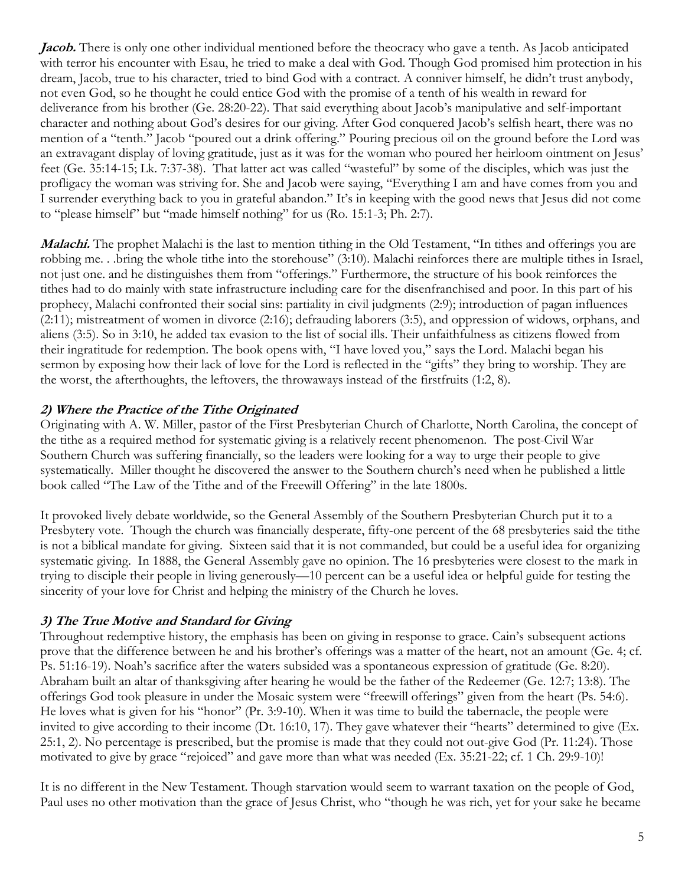***Jacob.*** There is only one other individual mentioned before the theocracy who gave a tenth. As Jacob anticipated with terror his encounter with Esau, he tried to make a deal with God. Though God promised him protection in his dream, Jacob, true to his character, tried to bind God with a contract. A conniver himself, he didn't trust anybody, not even God, so he thought he could entice God with the promise of a tenth of his wealth in reward for deliverance from his brother (Ge. 28:20-22). That said everything about Jacob's manipulative and self-important character and nothing about God's desires for our giving. After God conquered Jacob's selfish heart, there was no mention of a "tenth." Jacob "poured out a drink offering." Pouring precious oil on the ground before the Lord was an extravagant display of loving gratitude, just as it was for the woman who poured her heirloom ointment on Jesus' feet (Ge. 35:14-15; Lk. 7:37-38). That latter act was called "wasteful" by some of the disciples, which was just the profligacy the woman was striving for. She and Jacob were saying, "Everything I am and have comes from you and I surrender everything back to you in grateful abandon." It's in keeping with the good news that Jesus did not come to "please himself" but "made himself nothing" for us (Ro. 15:1-3; Ph. 2:7).

***Malachi.*** The prophet Malachi is the last to mention tithing in the Old Testament, "In tithes and offerings you are robbing me. . .bring the whole tithe into the storehouse" (3:10). Malachi reinforces there are multiple tithes in Israel, not just one. and he distinguishes them from "offerings." Furthermore, the structure of his book reinforces the tithes had to do mainly with state infrastructure including care for the disenfranchised and poor. In this part of his prophecy, Malachi confronted their social sins: partiality in civil judgments (2:9); introduction of pagan influences (2:11); mistreatment of women in divorce (2:16); defrauding laborers (3:5), and oppression of widows, orphans, and aliens (3:5). So in 3:10, he added tax evasion to the list of social ills. Their unfaithfulness as citizens flowed from their ingratitude for redemption. The book opens with, "I have loved you," says the Lord. Malachi began his sermon by exposing how their lack of love for the Lord is reflected in the "gifts" they bring to worship. They are the worst, the afterthoughts, the leftovers, the throwaways instead of the firstfruits (1:2, 8).

### *2) Where the Practice of the Tithe Originated*

Originating with A. W. Miller, pastor of the First Presbyterian Church of Charlotte, North Carolina, the concept of the tithe as a required method for systematic giving is a relatively recent phenomenon. The post-Civil War Southern Church was suffering financially, so the leaders were looking for a way to urge their people to give systematically. Miller thought he discovered the answer to the Southern church's need when he published a little book called "The Law of the Tithe and of the Freewill Offering" in the late 1800s.

It provoked lively debate worldwide, so the General Assembly of the Southern Presbyterian Church put it to a Presbytery vote. Though the church was financially desperate, fifty-one percent of the 68 presbyteries said the tithe is not a biblical mandate for giving. Sixteen said that it is not commanded, but could be a useful idea for organizing systematic giving. In 1888, the General Assembly gave no opinion. The 16 presbyteries were closest to the mark in trying to disciple their people in living generously—10 percent can be a useful idea or helpful guide for testing the sincerity of your love for Christ and helping the ministry of the Church he loves.

### *3) The True Motive and Standard for Giving*

Throughout redemptive history, the emphasis has been on giving in response to grace. Cain's subsequent actions prove that the difference between he and his brother's offerings was a matter of the heart, not an amount (Ge. 4; cf. Ps. 51:16-19). Noah's sacrifice after the waters subsided was a spontaneous expression of gratitude (Ge. 8:20). Abraham built an altar of thanksgiving after hearing he would be the father of the Redeemer (Ge. 12:7; 13:8). The offerings God took pleasure in under the Mosaic system were "freewill offerings" given from the heart (Ps. 54:6). He loves what is given for his "honor" (Pr. 3:9-10). When it was time to build the tabernacle, the people were invited to give according to their income (Dt. 16:10, 17). They gave whatever their "hearts" determined to give (Ex. 25:1, 2). No percentage is prescribed, but the promise is made that they could not out-give God (Pr. 11:24). Those motivated to give by grace "rejoiced" and gave more than what was needed (Ex. 35:21-22; cf. 1 Ch. 29:9-10)!

It is no different in the New Testament. Though starvation would seem to warrant taxation on the people of God, Paul uses no other motivation than the grace of Jesus Christ, who "though he was rich, yet for your sake he became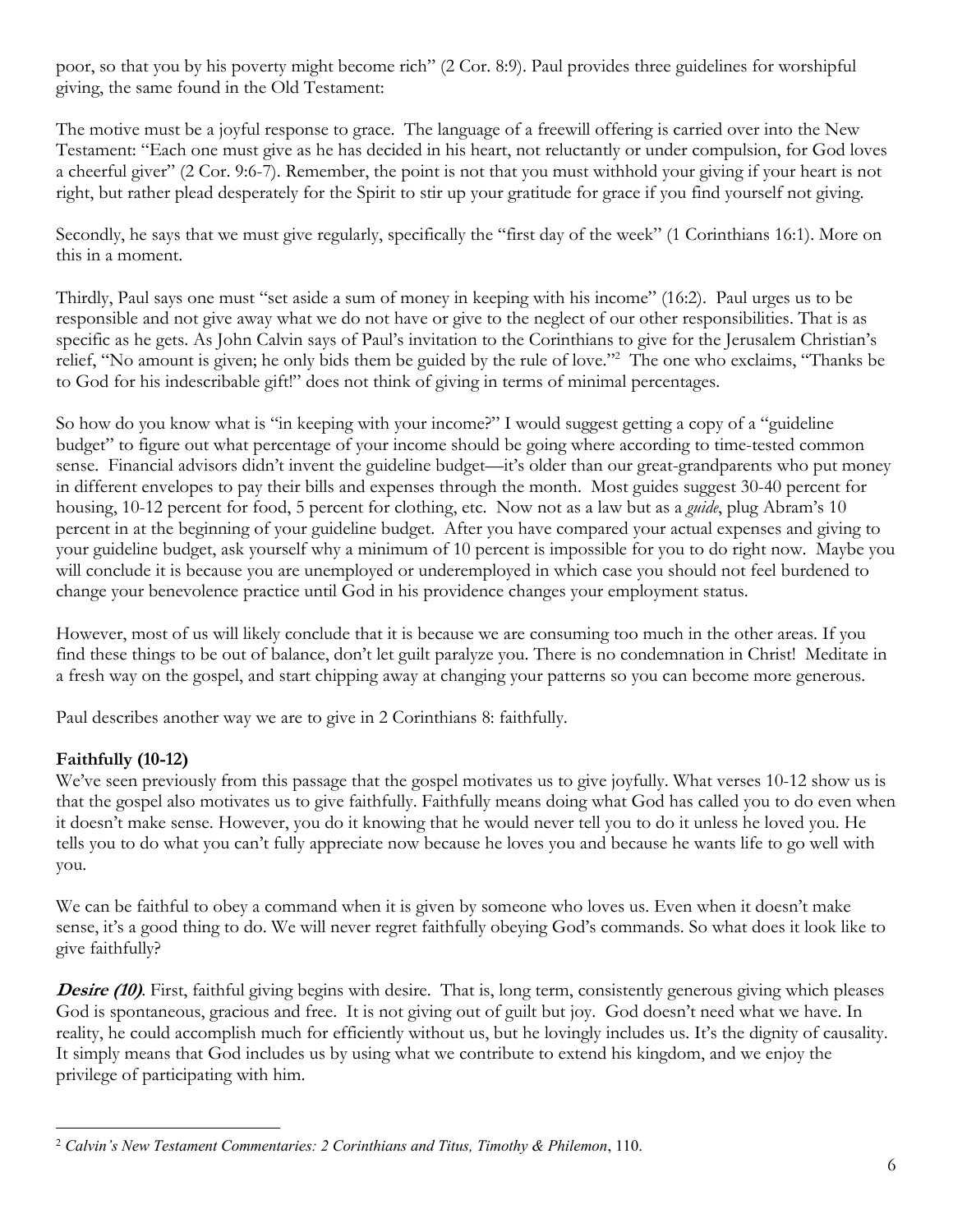poor, so that you by his poverty might become rich" (2 Cor. 8:9). Paul provides three guidelines for worshipful giving, the same found in the Old Testament:

The motive must be a joyful response to grace. The language of a freewill offering is carried over into the New Testament: "Each one must give as he has decided in his heart, not reluctantly or under compulsion, for God loves a cheerful giver" (2 Cor. 9:6-7). Remember, the point is not that you must withhold your giving if your heart is not right, but rather plead desperately for the Spirit to stir up your gratitude for grace if you find yourself not giving.

Secondly, he says that we must give regularly, specifically the "first day of the week" (1 Corinthians 16:1). More on this in a moment.

Thirdly, Paul says one must "set aside a sum of money in keeping with his income" (16:2). Paul urges us to be responsible and not give away what we do not have or give to the neglect of our other responsibilities. That is as specific as he gets. As John Calvin says of Paul's invitation to the Corinthians to give for the Jerusalem Christian's relief, "No amount is given; he only bids them be guided by the rule of love."[2] The one who exclaims, "Thanks be to God for his indescribable gift!" does not think of giving in terms of minimal percentages.

So how do you know what is "in keeping with your income?" I would suggest getting a copy of a "guideline budget" to figure out what percentage of your income should be going where according to time-tested common sense. Financial advisors didn't invent the guideline budget—it's older than our great-grandparents who put money in different envelopes to pay their bills and expenses through the month. Most guides suggest 30-40 percent for housing, 10-12 percent for food, 5 percent for clothing, etc. Now not as a law but as a *guide*, plug Abram's 10 percent in at the beginning of your guideline budget. After you have compared your actual expenses and giving to your guideline budget, ask yourself why a minimum of 10 percent is impossible for you to do right now. Maybe you will conclude it is because you are unemployed or underemployed in which case you should not feel burdened to change your benevolence practice until God in his providence changes your employment status.

However, most of us will likely conclude that it is because we are consuming too much in the other areas. If you find these things to be out of balance, don't let guilt paralyze you. There is no condemnation in Christ! Meditate in a fresh way on the gospel, and start chipping away at changing your patterns so you can become more generous.

Paul describes another way we are to give in 2 Corinthians 8: faithfully.

### Faithfully (10-12)

We've seen previously from this passage that the gospel motivates us to give joyfully. What verses 10-12 show us is that the gospel also motivates us to give faithfully. Faithfully means doing what God has called you to do even when it doesn't make sense. However, you do it knowing that he would never tell you to do it unless he loved you. He tells you to do what you can't fully appreciate now because he loves you and because he wants life to go well with you.

We can be faithful to obey a command when it is given by someone who loves us. Even when it doesn't make sense, it's a good thing to do. We will never regret faithfully obeying God's commands. So what does it look like to give faithfully?

***Desire (10)***. First, faithful giving begins with desire. That is, long term, consistently generous giving which pleases God is spontaneous, gracious and free. It is not giving out of guilt but joy. God doesn't need what we have. In reality, he could accomplish much for efficiently without us, but he lovingly includes us. It's the dignity of causality. It simply means that God includes us by using what we contribute to extend his kingdom, and we enjoy the privilege of participating with him.

---

[2] *Calvin's New Testament Commentaries: 2 Corinthians and Titus, Timothy & Philemon*, 110.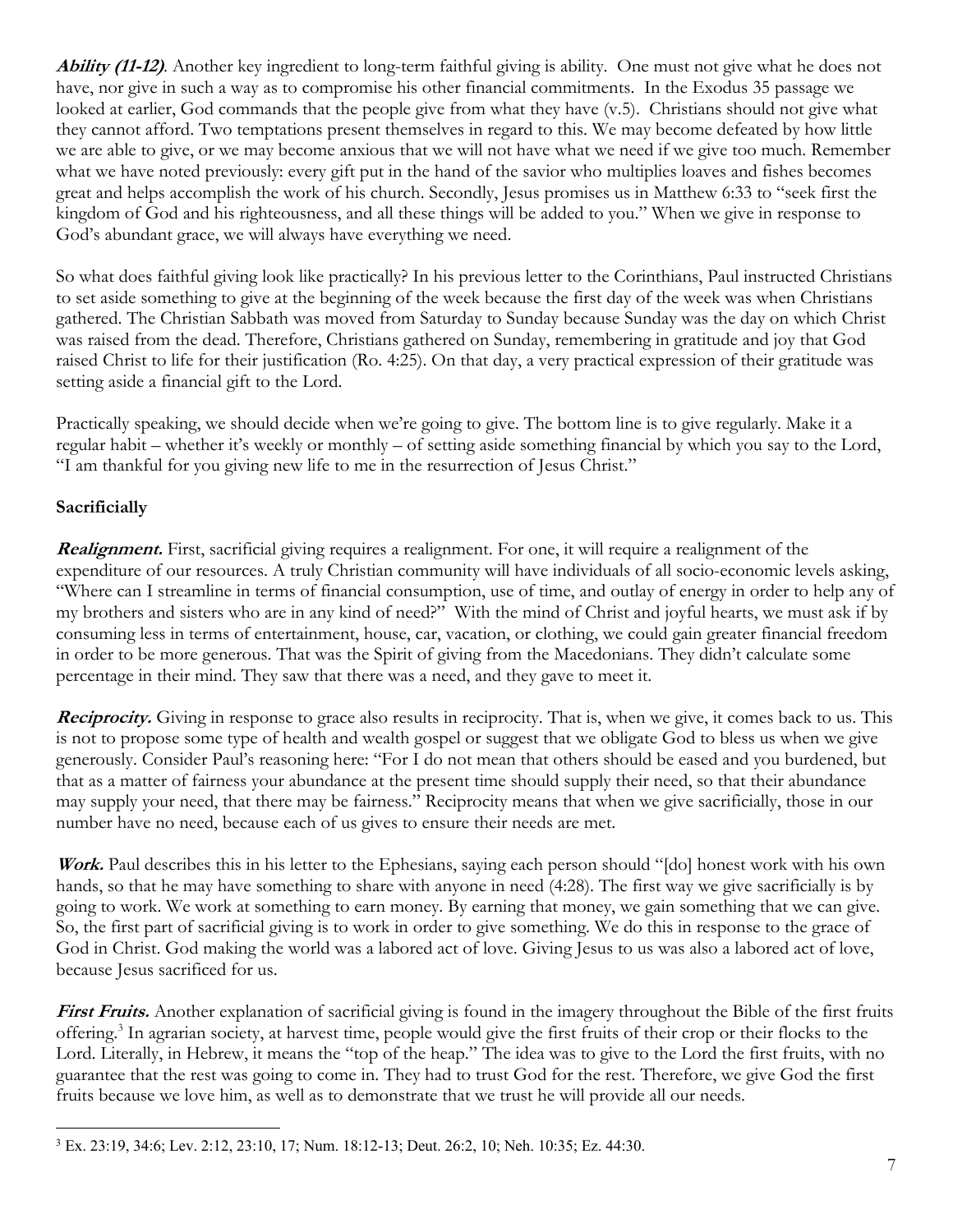***Ability (11-12)***. Another key ingredient to long-term faithful giving is ability. One must not give what he does not have, nor give in such a way as to compromise his other financial commitments. In the Exodus 35 passage we looked at earlier, God commands that the people give from what they have (v.5). Christians should not give what they cannot afford. Two temptations present themselves in regard to this. We may become defeated by how little we are able to give, or we may become anxious that we will not have what we need if we give too much. Remember what we have noted previously: every gift put in the hand of the savior who multiplies loaves and fishes becomes great and helps accomplish the work of his church. Secondly, Jesus promises us in Matthew 6:33 to "seek first the kingdom of God and his righteousness, and all these things will be added to you." When we give in response to God's abundant grace, we will always have everything we need.

So what does faithful giving look like practically? In his previous letter to the Corinthians, Paul instructed Christians to set aside something to give at the beginning of the week because the first day of the week was when Christians gathered. The Christian Sabbath was moved from Saturday to Sunday because Sunday was the day on which Christ was raised from the dead. Therefore, Christians gathered on Sunday, remembering in gratitude and joy that God raised Christ to life for their justification (Ro. 4:25). On that day, a very practical expression of their gratitude was setting aside a financial gift to the Lord.

Practically speaking, we should decide when we're going to give. The bottom line is to give regularly. Make it a regular habit – whether it's weekly or monthly – of setting aside something financial by which you say to the Lord, "I am thankful for you giving new life to me in the resurrection of Jesus Christ."

**Sacrificially**

***Realignment.*** First, sacrificial giving requires a realignment. For one, it will require a realignment of the expenditure of our resources. A truly Christian community will have individuals of all socio-economic levels asking, "Where can I streamline in terms of financial consumption, use of time, and outlay of energy in order to help any of my brothers and sisters who are in any kind of need?" With the mind of Christ and joyful hearts, we must ask if by consuming less in terms of entertainment, house, car, vacation, or clothing, we could gain greater financial freedom in order to be more generous. That was the Spirit of giving from the Macedonians. They didn't calculate some percentage in their mind. They saw that there was a need, and they gave to meet it.

***Reciprocity.*** Giving in response to grace also results in reciprocity. That is, when we give, it comes back to us. This is not to propose some type of health and wealth gospel or suggest that we obligate God to bless us when we give generously. Consider Paul's reasoning here: "For I do not mean that others should be eased and you burdened, but that as a matter of fairness your abundance at the present time should supply their need, so that their abundance may supply your need, that there may be fairness." Reciprocity means that when we give sacrificially, those in our number have no need, because each of us gives to ensure their needs are met.

***Work.*** Paul describes this in his letter to the Ephesians, saying each person should "[do] honest work with his own hands, so that he may have something to share with anyone in need (4:28). The first way we give sacrificially is by going to work. We work at something to earn money. By earning that money, we gain something that we can give. So, the first part of sacrificial giving is to work in order to give something. We do this in response to the grace of God in Christ. God making the world was a labored act of love. Giving Jesus to us was also a labored act of love, because Jesus sacrificed for us.

***First Fruits.*** Another explanation of sacrificial giving is found in the imagery throughout the Bible of the first fruits offering.[3] In agrarian society, at harvest time, people would give the first fruits of their crop or their flocks to the Lord. Literally, in Hebrew, it means the "top of the heap." The idea was to give to the Lord the first fruits, with no guarantee that the rest was going to come in. They had to trust God for the rest. Therefore, we give God the first fruits because we love him, as well as to demonstrate that we trust he will provide all our needs.

---

[3] Ex. 23:19, 34:6; Lev. 2:12, 23:10, 17; Num. 18:12-13; Deut. 26:2, 10; Neh. 10:35; Ez. 44:30.